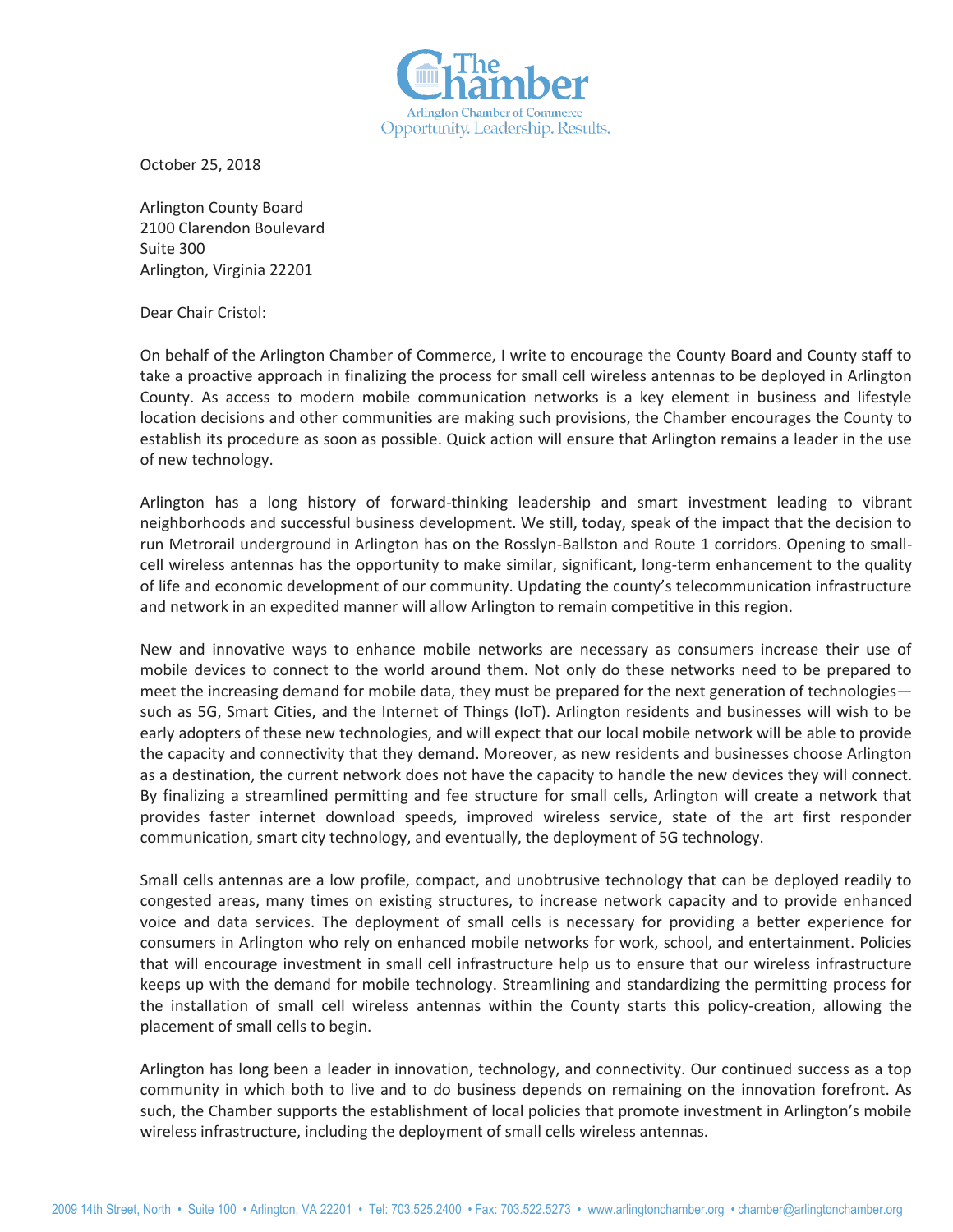The Chamber

Arlington Chamber of Commerce

Opportunity. Leadership. Results.

October 25, 2018

Arlington County Board
2100 Clarendon Boulevard
Suite 300
Arlington, Virginia 22201

Dear Chair Cristol:

On behalf of the Arlington Chamber of Commerce, I write to encourage the County Board and County staff to take a proactive approach in finalizing the process for small cell wireless antennas to be deployed in Arlington County. As access to modern mobile communication networks is a key element in business and lifestyle location decisions and other communities are making such provisions, the Chamber encourages the County to establish its procedure as soon as possible. Quick action will ensure that Arlington remains a leader in the use of new technology.

Arlington has a long history of forward-thinking leadership and smart investment leading to vibrant neighborhoods and successful business development. We still, today, speak of the impact that the decision to run Metrorail underground in Arlington has on the Rosslyn-Ballston and Route 1 corridors. Opening to small-cell wireless antennas has the opportunity to make similar, significant, long-term enhancement to the quality of life and economic development of our community. Updating the county's telecommunication infrastructure and network in an expedited manner will allow Arlington to remain competitive in this region.

New and innovative ways to enhance mobile networks are necessary as consumers increase their use of mobile devices to connect to the world around them. Not only do these networks need to be prepared to meet the increasing demand for mobile data, they must be prepared for the next generation of technologies—such as 5G, Smart Cities, and the Internet of Things (IoT). Arlington residents and businesses will wish to be early adopters of these new technologies, and will expect that our local mobile network will be able to provide the capacity and connectivity that they demand. Moreover, as new residents and businesses choose Arlington as a destination, the current network does not have the capacity to handle the new devices they will connect. By finalizing a streamlined permitting and fee structure for small cells, Arlington will create a network that provides faster internet download speeds, improved wireless service, state of the art first responder communication, smart city technology, and eventually, the deployment of 5G technology.

Small cells antennas are a low profile, compact, and unobtrusive technology that can be deployed readily to congested areas, many times on existing structures, to increase network capacity and to provide enhanced voice and data services. The deployment of small cells is necessary for providing a better experience for consumers in Arlington who rely on enhanced mobile networks for work, school, and entertainment. Policies that will encourage investment in small cell infrastructure help us to ensure that our wireless infrastructure keeps up with the demand for mobile technology. Streamlining and standardizing the permitting process for the installation of small cell wireless antennas within the County starts this policy-creation, allowing the placement of small cells to begin.

Arlington has long been a leader in innovation, technology, and connectivity. Our continued success as a top community in which both to live and to do business depends on remaining on the innovation forefront. As such, the Chamber supports the establishment of local policies that promote investment in Arlington's mobile wireless infrastructure, including the deployment of small cells wireless antennas.

2009 14th Street, North • Suite 100 • Arlington, VA 22201 • Tel: 703.525.2400 • Fax: 703.522.5273 • www.arlingtonchamber.org • chamber@arlingtonchamber.org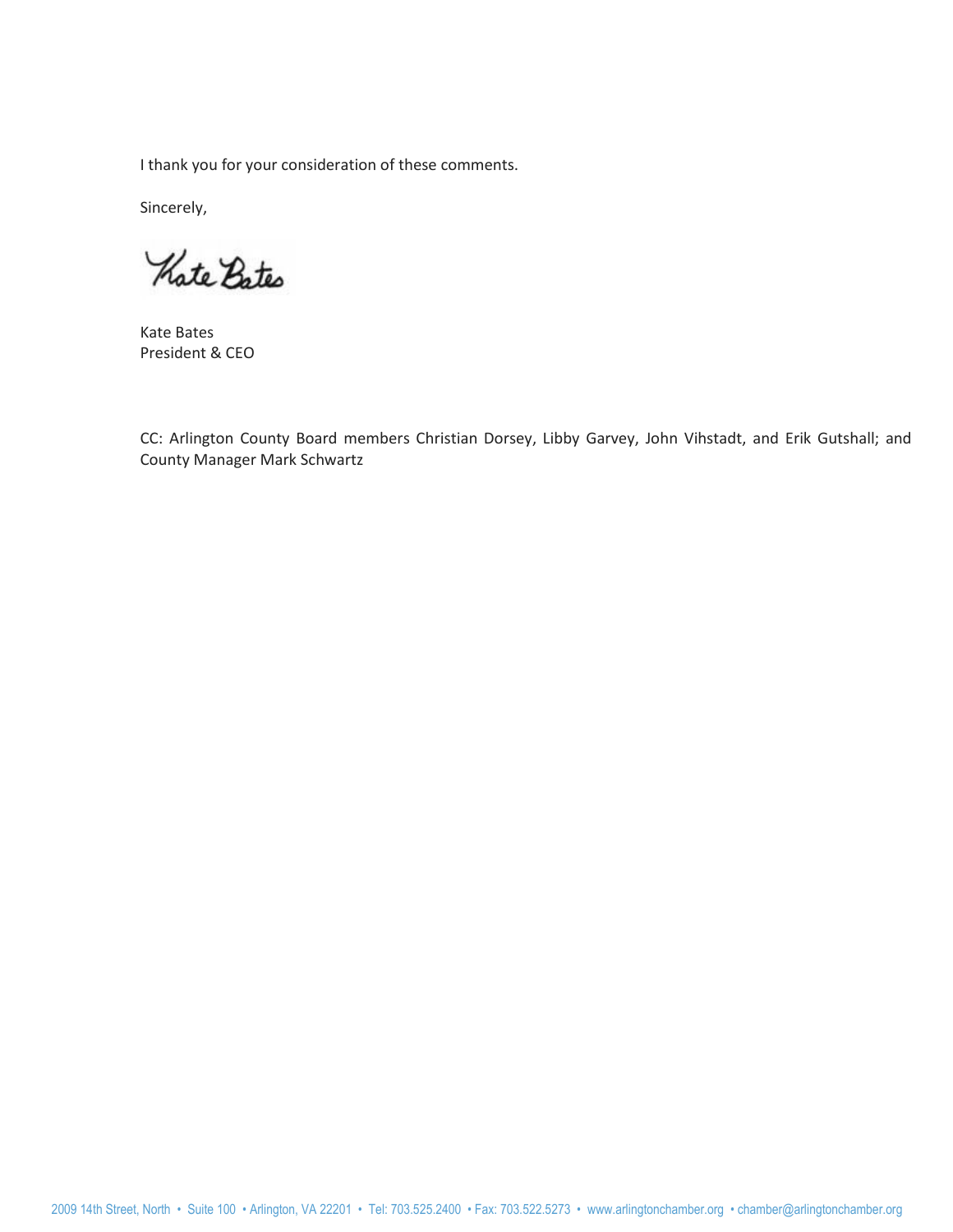I thank you for your consideration of these comments.

Sincerely,

Kate Bates

Kate Bates
President & CEO

CC: Arlington County Board members Christian Dorsey, Libby Garvey, John Vihstadt, and Erik Gutshall; and County Manager Mark Schwartz